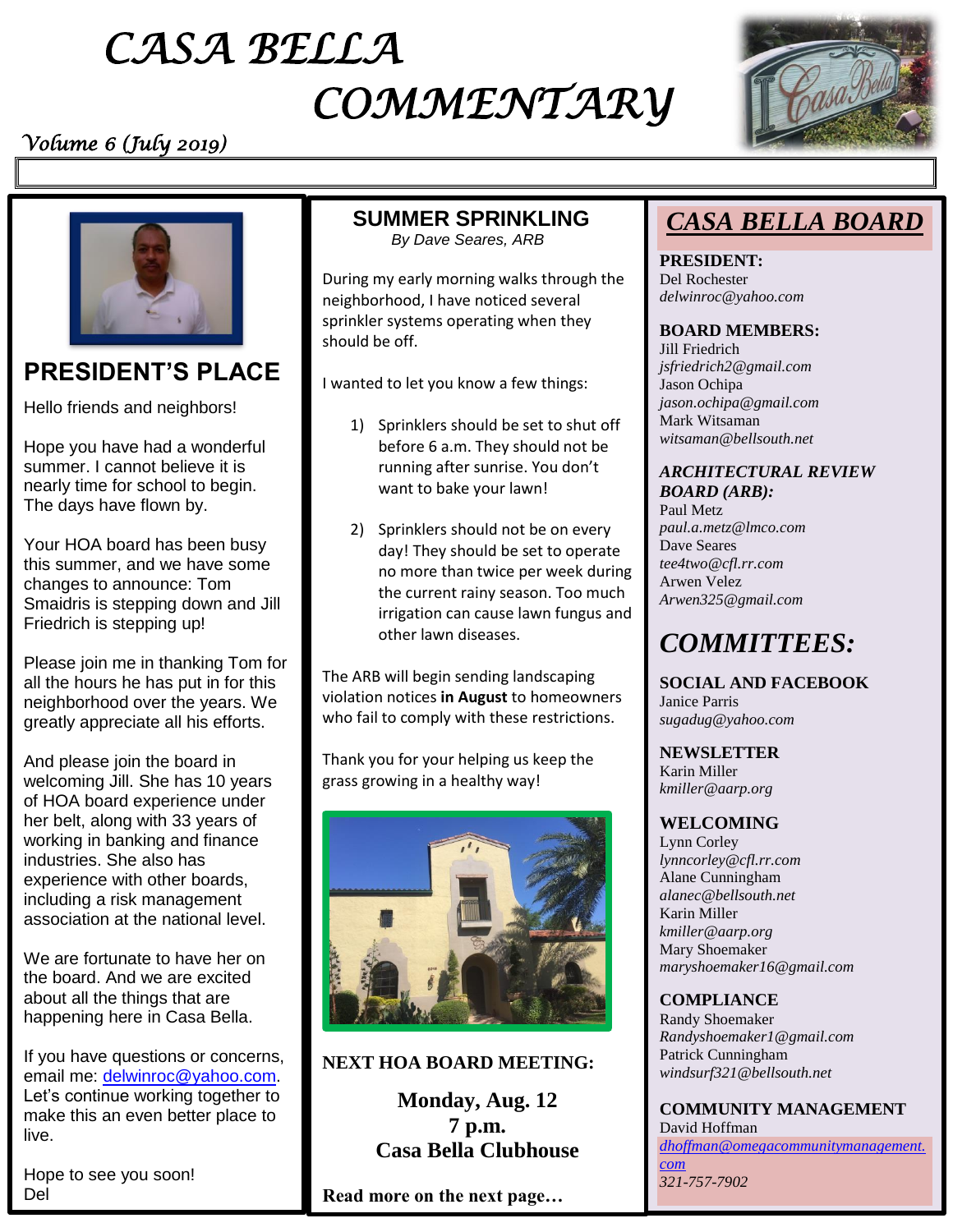# CASA BELLA COMMENTARY

*Volume 6 (July 2019)*

## PRESIDENT'S PLACE

Hello friends and neighbors!

Hope you have had a wonderful summer. I cannot believe it is nearly time for school to begin. The days have flown by.

Your HOA board has been busy this summer, and we have some changes to announce: Tom Smaidris is stepping down and Jill Friedrich is stepping up!

Please join me in thanking Tom for all the hours he has put in for this neighborhood over the years. We greatly appreciate all his efforts.

And please join the board in welcoming Jill. She has 10 years of HOA board experience under her belt, along with 33 years of working in banking and finance industries. She also has experience with other boards, including a risk management association at the national level.

We are fortunate to have her on the board. And we are excited about all the things that are happening here in Casa Bella.

If you have questions or concerns, email me: delwinroc@yahoo.com. Let's continue working together to make this an even better place to live.

Hope to see you soon!
Del

## SUMMER SPRINKLING

*By Dave Seares, ARB*

During my early morning walks through the neighborhood, I have noticed several sprinkler systems operating when they should be off.

I wanted to let you know a few things:

1) Sprinklers should be set to shut off before 6 a.m. They should not be running after sunrise. You don't want to bake your lawn!

2) Sprinklers should not be on every day! They should be set to operate no more than twice per week during the current rainy season. Too much irrigation can cause lawn fungus and other lawn diseases.

The ARB will begin sending landscaping violation notices **in August** to homeowners who fail to comply with these restrictions.

Thank you for your helping us keep the grass growing in a healthy way!

**NEXT HOA BOARD MEETING:**

**Monday, Aug. 12**
**7 p.m.**
**Casa Bella Clubhouse**

**Read more on the next page…**

## CASA BELLA BOARD

**PRESIDENT:**
Del Rochester
*delwinroc@yahoo.com*

**BOARD MEMBERS:**
Jill Friedrich
*jsfriedrich2@gmail.com*
Jason Ochipa
*jason.ochipa@gmail.com*
Mark Witsaman
*witsaman@bellsouth.net*

***ARCHITECTURAL REVIEW BOARD (ARB):***
Paul Metz
*paul.a.metz@lmco.com*
Dave Seares
*tee4two@cfl.rr.com*
Arwen Velez
*Arwen325@gmail.com*

## *COMMITTEES:*

**SOCIAL AND FACEBOOK**
Janice Parris
*sugadug@yahoo.com*

**NEWSLETTER**
Karin Miller
*kmiller@aarp.org*

**WELCOMING**
Lynn Corley
*lynncorley@cfl.rr.com*
Alane Cunningham
*alanec@bellsouth.net*
Karin Miller
*kmiller@aarp.org*
Mary Shoemaker
*maryshoemaker16@gmail.com*

**COMPLIANCE**
Randy Shoemaker
*Randyshoemaker1@gmail.com*
Patrick Cunningham
*windsurf321@bellsouth.net*

**COMMUNITY MANAGEMENT**
David Hoffman
*dhoffman@omegacommunitymanagement.com*
321-757-7902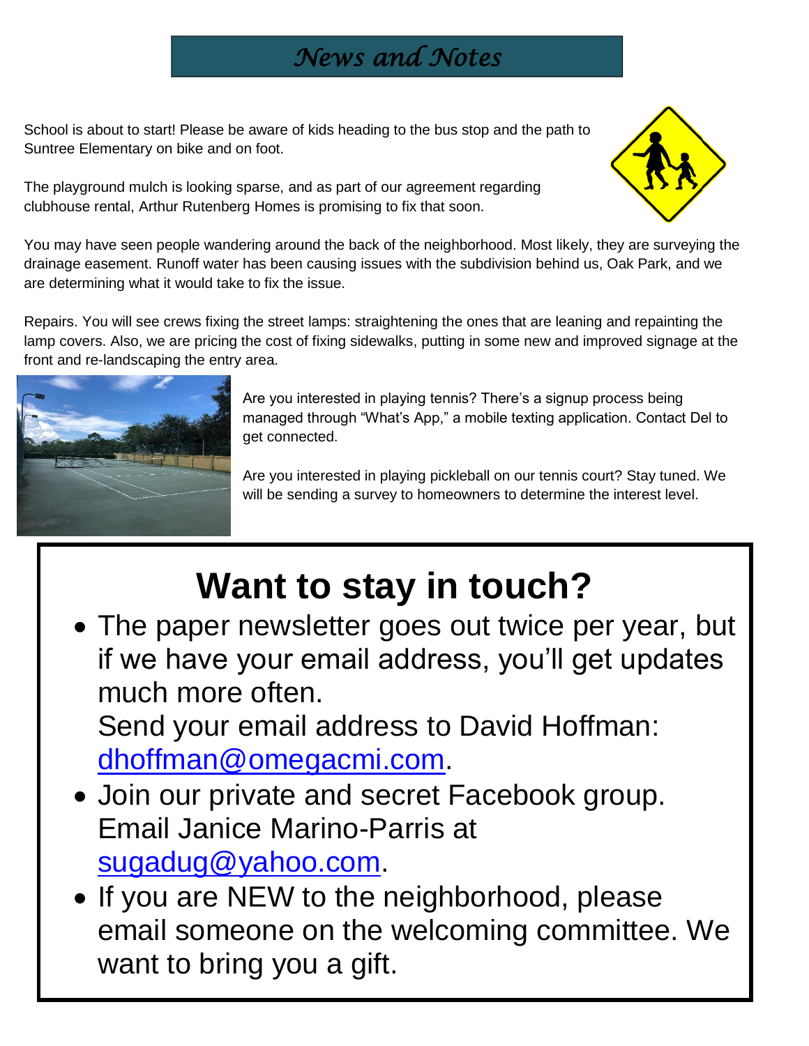# *News and Notes*

School is about to start! Please be aware of kids heading to the bus stop and the path to Suntree Elementary on bike and on foot.

The playground mulch is looking sparse, and as part of our agreement regarding clubhouse rental, Arthur Rutenberg Homes is promising to fix that soon.

You may have seen people wandering around the back of the neighborhood. Most likely, they are surveying the drainage easement. Runoff water has been causing issues with the subdivision behind us, Oak Park, and we are determining what it would take to fix the issue.

Repairs. You will see crews fixing the street lamps: straightening the ones that are leaning and repainting the lamp covers. Also, we are pricing the cost of fixing sidewalks, putting in some new and improved signage at the front and re-landscaping the entry area.

Are you interested in playing tennis? There's a signup process being managed through "What's App," a mobile texting application. Contact Del to get connected.

Are you interested in playing pickleball on our tennis court? Stay tuned. We will be sending a survey to homeowners to determine the interest level.

## Want to stay in touch?

- The paper newsletter goes out twice per year, but if we have your email address, you'll get updates much more often.
  Send your email address to David Hoffman: dhoffman@omegacmi.com.
- Join our private and secret Facebook group. Email Janice Marino-Parris at sugadug@yahoo.com.
- If you are NEW to the neighborhood, please email someone on the welcoming committee. We want to bring you a gift.